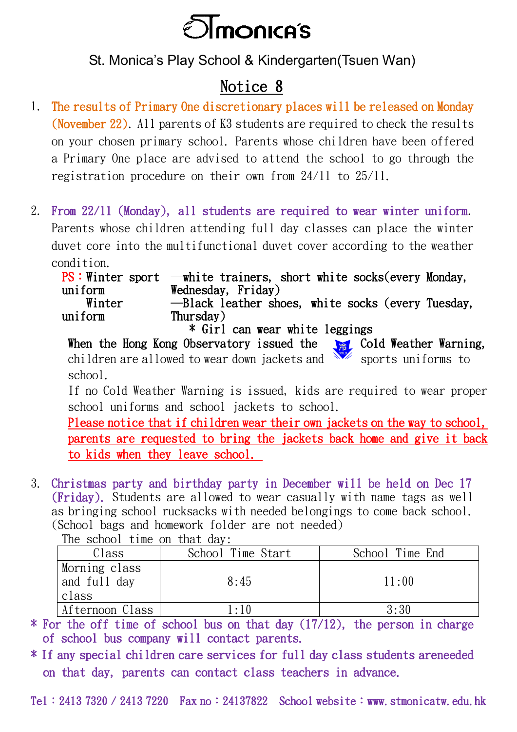# St Monica's

St. Monica's Play School & Kindergarten(Tsuen Wan)

## Notice 8

1. The results of Primary One discretionary places will be released on Monday (November 22). All parents of K3 students are required to check the results on your chosen primary school. Parents whose children have been offered a Primary One place are advised to attend the school to go through the registration procedure on their own from 24/11 to 25/11.

2. From 22/11 (Monday), all students are required to wear winter uniform. Parents whose children attending full day classes can place the winter duvet core into the multifunctional duvet cover according to the weather condition.

   PS：Winter sport uniform —white trainers, short white socks(every Monday, Wednesday, Friday)
   Winter uniform —Black leather shoes, white socks (every Tuesday, Thursday)
   * Girl can wear white leggings

   When the Hong Kong Observatory issued the Cold Weather Warning, children are allowed to wear down jackets and sports uniforms to school.

   If no Cold Weather Warning is issued, kids are required to wear proper school uniforms and school jackets to school.

   Please notice that if children wear their own jackets on the way to school, parents are requested to bring the jackets back home and give it back to kids when they leave school.

3. Christmas party and birthday party in December will be held on Dec 17 (Friday). Students are allowed to wear casually with name tags as well as bringing school rucksacks with needed belongings to come back school. (School bags and homework folder are not needed)

   The school time on that day:

| Class | School Time Start | School Time End |
|---|---|---|
| Morning class and full day class | 8:45 | 11:00 |
| Afternoon Class | 1:10 | 3:30 |

* For the off time of school bus on that day (17/12), the person in charge of school bus company will contact parents.
* If any special children care services for full day class students areneeded on that day, parents can contact class teachers in advance.

Tel：2413 7320 / 2413 7220 Fax no：24137822 School website：www.stmonicatw.edu.hk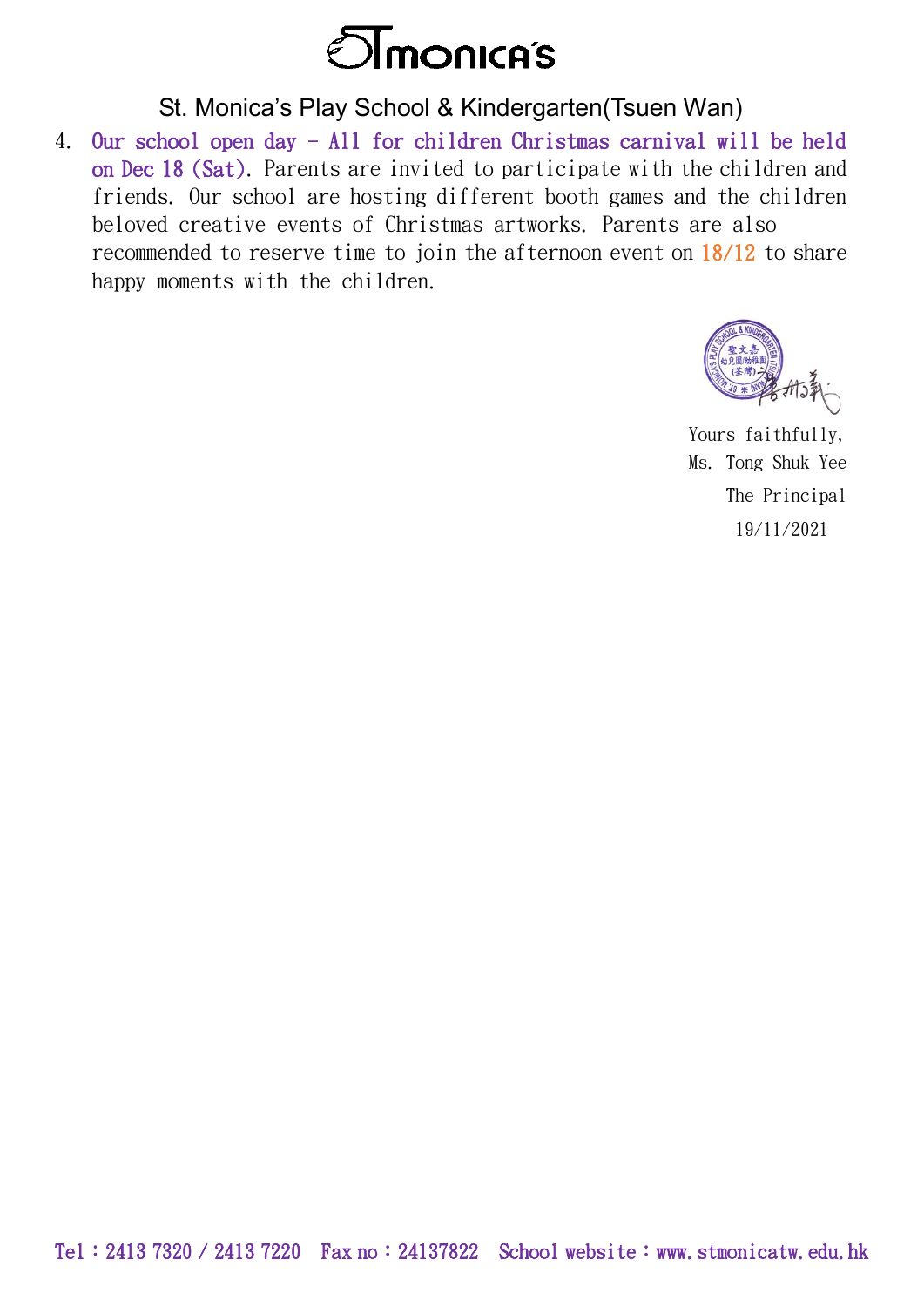St. Monica's Play School & Kindergarten(Tsuen Wan)

4. **Our school open day - All for children Christmas carnival will be held on Dec 18 (Sat).** Parents are invited to participate with the children and friends. Our school are hosting different booth games and the children beloved creative events of Christmas artworks. Parents are also recommended to reserve time to join the afternoon event on 18/12 to share happy moments with the children.

Yours faithfully,
Ms. Tong Shuk Yee
The Principal
19/11/2021

Tel：2413 7320 / 2413 7220　Fax no：24137822　School website：www.stmonicatw.edu.hk